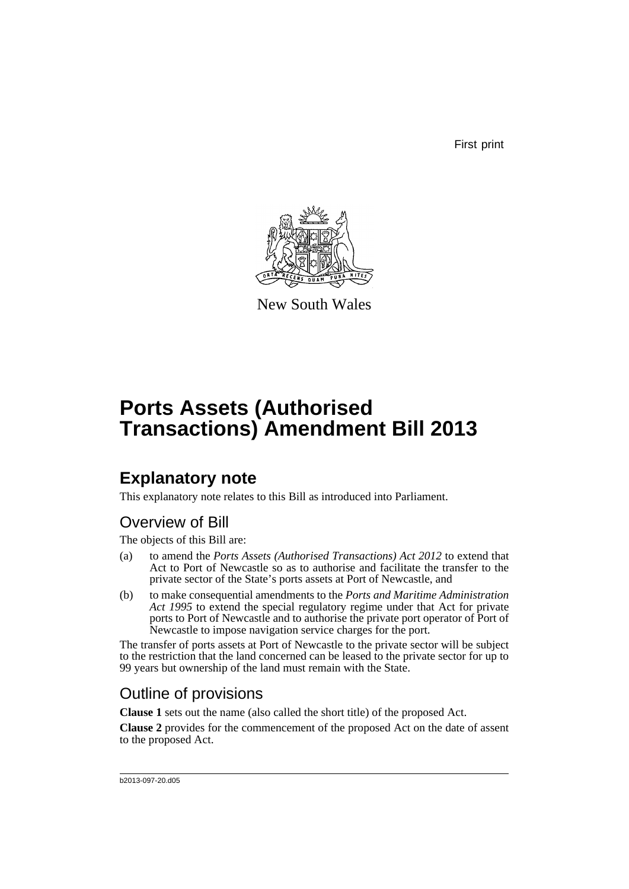First print

New South Wales

# Ports Assets (Authorised Transactions) Amendment Bill 2013

## Explanatory note

This explanatory note relates to this Bill as introduced into Parliament.

### Overview of Bill

The objects of this Bill are:

(a) to amend the *Ports Assets (Authorised Transactions) Act 2012* to extend that Act to Port of Newcastle so as to authorise and facilitate the transfer to the private sector of the State's ports assets at Port of Newcastle, and

(b) to make consequential amendments to the *Ports and Maritime Administration Act 1995* to extend the special regulatory regime under that Act for private ports to Port of Newcastle and to authorise the private port operator of Port of Newcastle to impose navigation service charges for the port.

The transfer of ports assets at Port of Newcastle to the private sector will be subject to the restriction that the land concerned can be leased to the private sector for up to 99 years but ownership of the land must remain with the State.

### Outline of provisions

**Clause 1** sets out the name (also called the short title) of the proposed Act.

**Clause 2** provides for the commencement of the proposed Act on the date of assent to the proposed Act.

b2013-097-20.d05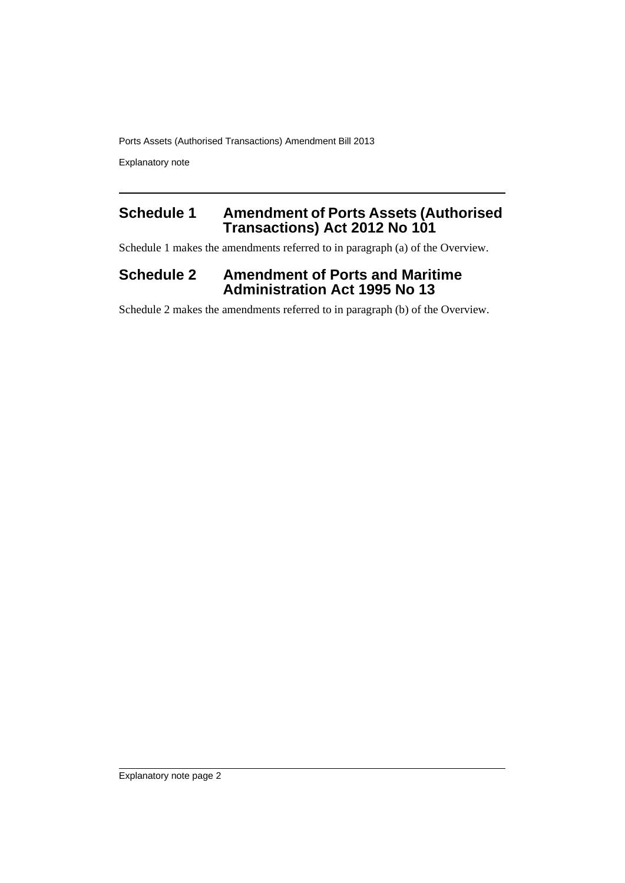## Schedule 1 Amendment of Ports Assets (Authorised Transactions) Act 2012 No 101

Schedule 1 makes the amendments referred to in paragraph (a) of the Overview.

## Schedule 2 Amendment of Ports and Maritime Administration Act 1995 No 13

Schedule 2 makes the amendments referred to in paragraph (b) of the Overview.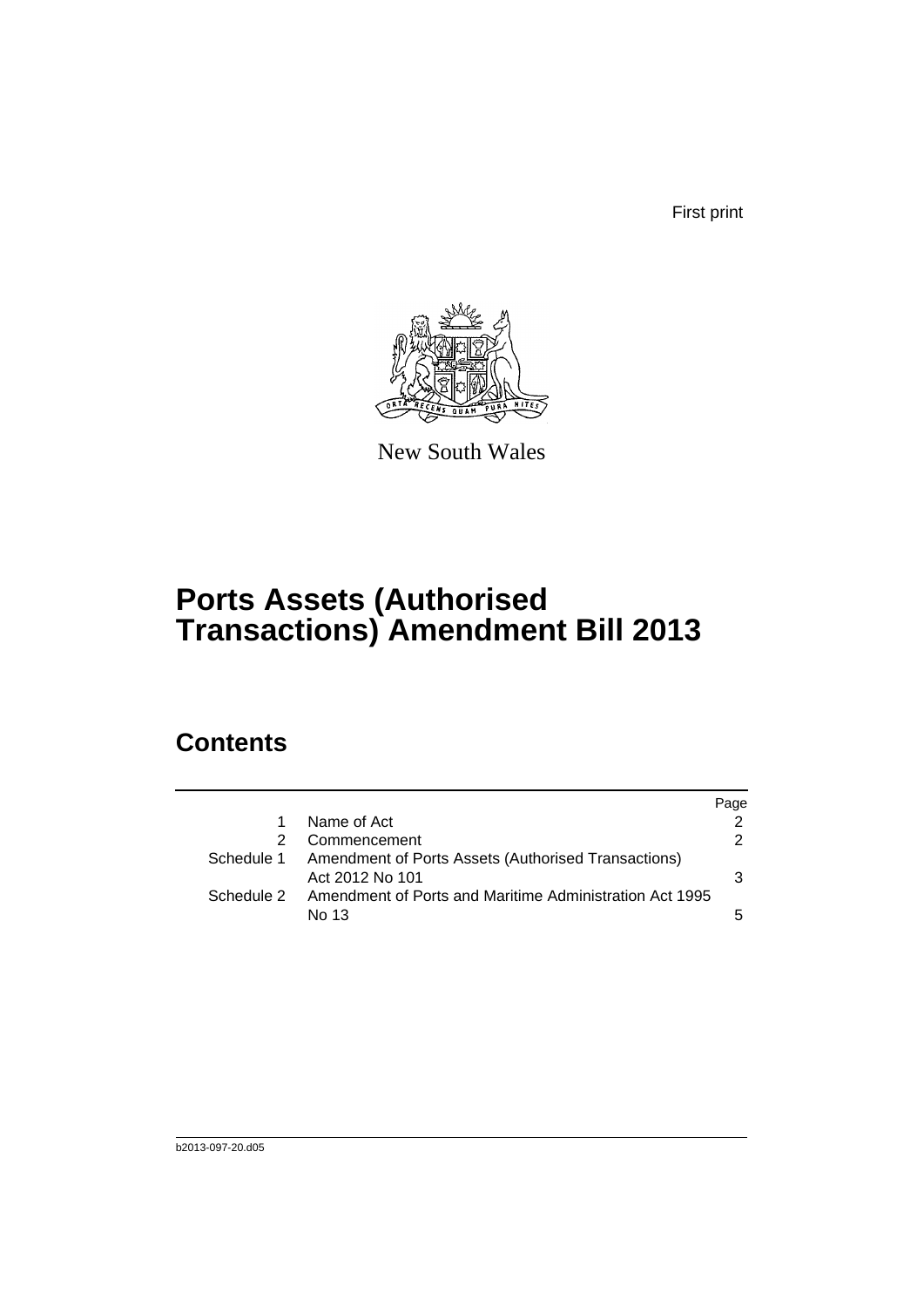First print

New South Wales

# Ports Assets (Authorised Transactions) Amendment Bill 2013

## Contents

| | | Page |
|---|---|---|
| 1 | Name of Act | 2 |
| 2 | Commencement | 2 |
| Schedule 1 | Amendment of Ports Assets (Authorised Transactions) Act 2012 No 101 | 3 |
| Schedule 2 | Amendment of Ports and Maritime Administration Act 1995 No 13 | 5 |

b2013-097-20.d05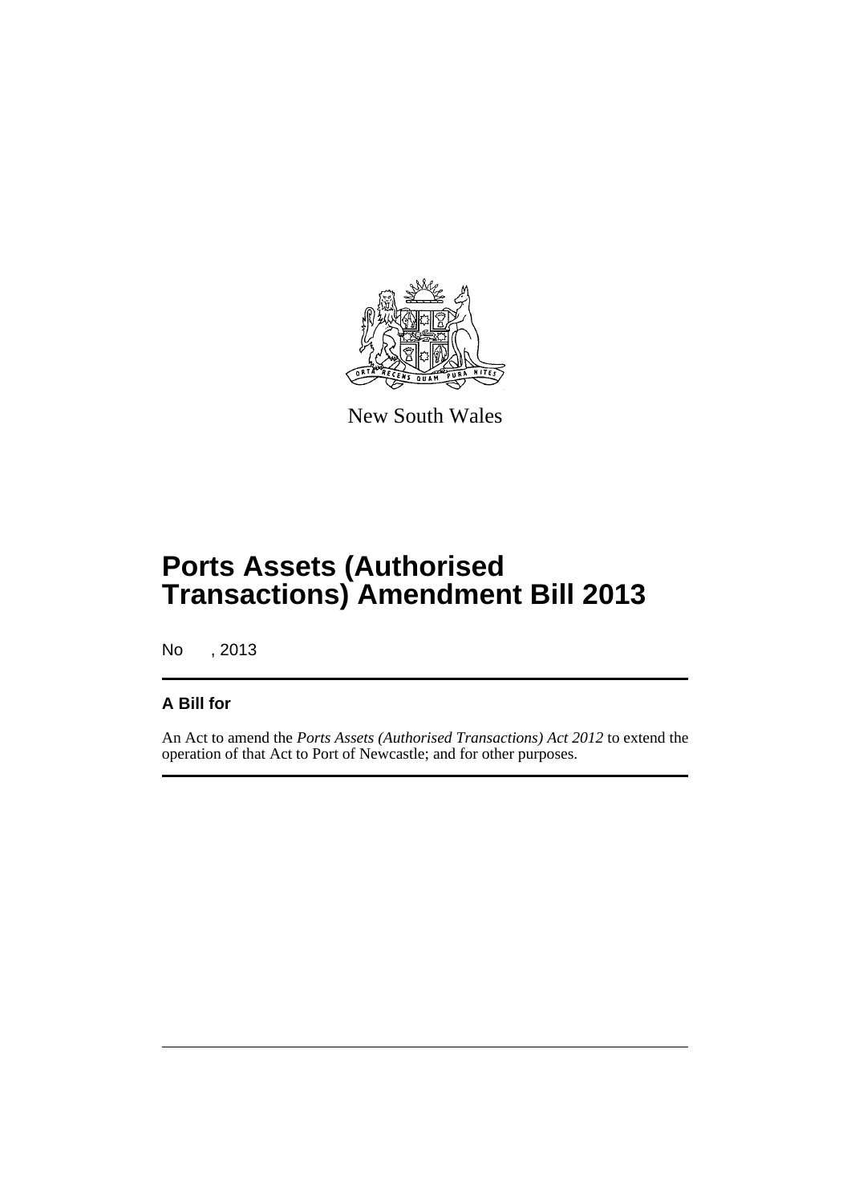New South Wales

# Ports Assets (Authorised Transactions) Amendment Bill 2013

No , 2013

## A Bill for

An Act to amend the *Ports Assets (Authorised Transactions) Act 2012* to extend the operation of that Act to Port of Newcastle; and for other purposes.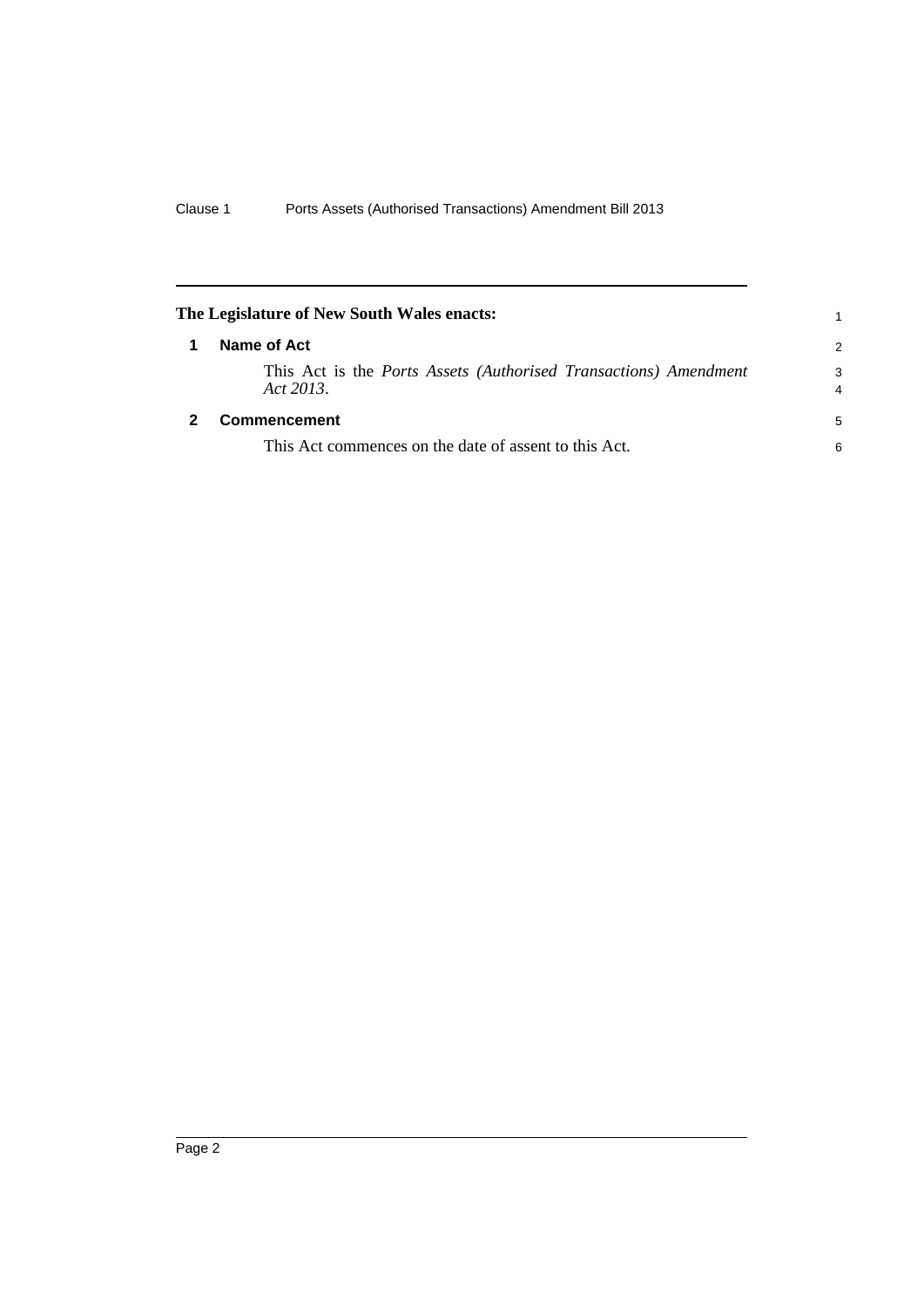**The Legislature of New South Wales enacts:**

## 1 Name of Act

This Act is the *Ports Assets (Authorised Transactions) Amendment Act 2013*.

## 2 Commencement

This Act commences on the date of assent to this Act.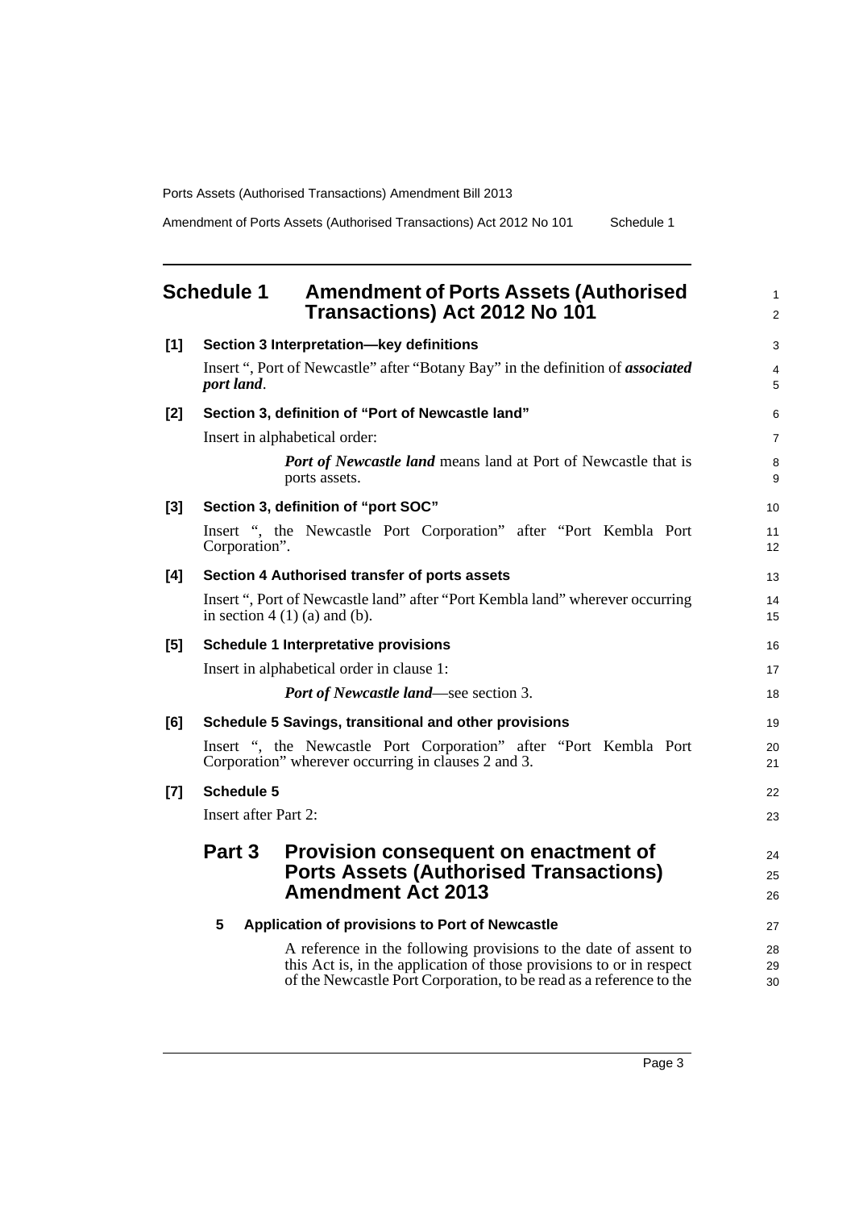## Schedule 1 Amendment of Ports Assets (Authorised Transactions) Act 2012 No 101

**[1] Section 3 Interpretation—key definitions**

Insert ", Port of Newcastle" after "Botany Bay" in the definition of ***associated port land***.

**[2] Section 3, definition of "Port of Newcastle land"**

Insert in alphabetical order:

> ***Port of Newcastle land*** means land at Port of Newcastle that is ports assets.

**[3] Section 3, definition of "port SOC"**

Insert ", the Newcastle Port Corporation" after "Port Kembla Port Corporation".

**[4] Section 4 Authorised transfer of ports assets**

Insert ", Port of Newcastle land" after "Port Kembla land" wherever occurring in section 4 (1) (a) and (b).

**[5] Schedule 1 Interpretative provisions**

Insert in alphabetical order in clause 1:

> ***Port of Newcastle land***—see section 3.

**[6] Schedule 5 Savings, transitional and other provisions**

Insert ", the Newcastle Port Corporation" after "Port Kembla Port Corporation" wherever occurring in clauses 2 and 3.

**[7] Schedule 5**

Insert after Part 2:

### Part 3 Provision consequent on enactment of Ports Assets (Authorised Transactions) Amendment Act 2013

**5 Application of provisions to Port of Newcastle**

A reference in the following provisions to the date of assent to this Act is, in the application of those provisions to or in respect of the Newcastle Port Corporation, to be read as a reference to the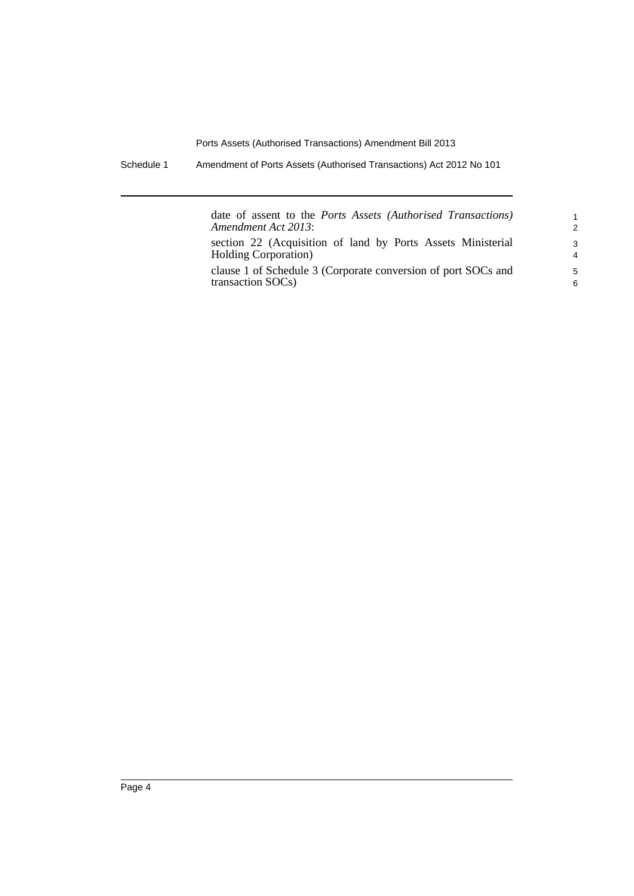date of assent to the *Ports Assets (Authorised Transactions) Amendment Act 2013*:

section 22 (Acquisition of land by Ports Assets Ministerial Holding Corporation)

clause 1 of Schedule 3 (Corporate conversion of port SOCs and transaction SOCs)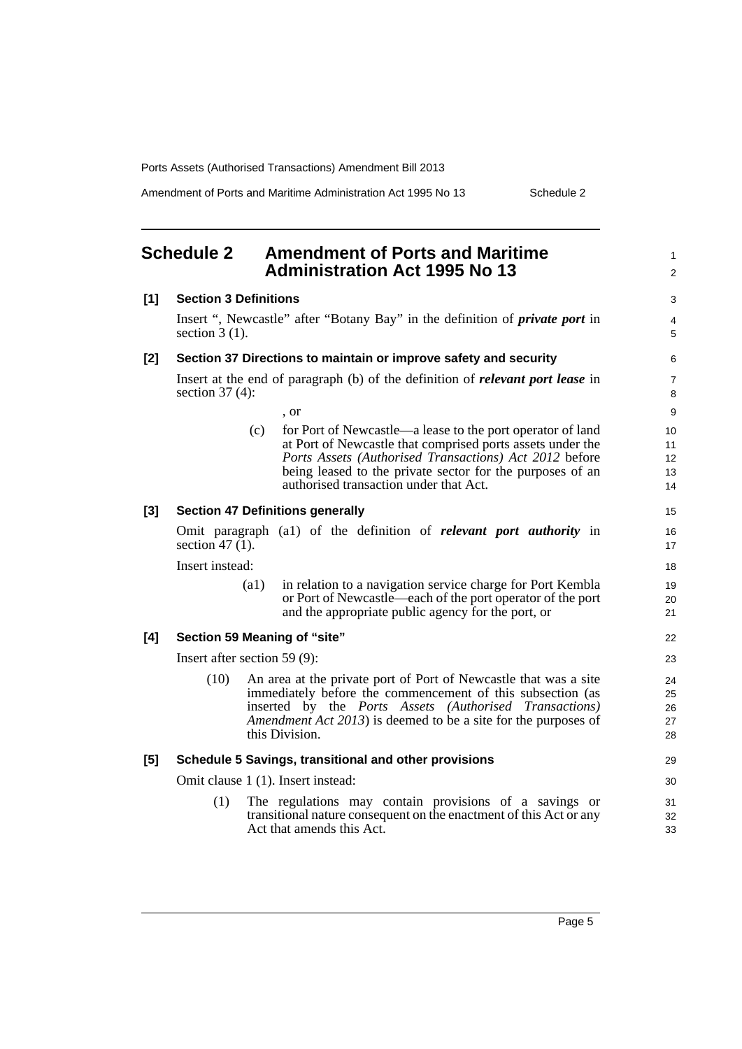## Schedule 2 Amendment of Ports and Maritime Administration Act 1995 No 13

**[1] Section 3 Definitions**

Insert ", Newcastle" after "Botany Bay" in the definition of ***private port*** in section 3 (1).

**[2] Section 37 Directions to maintain or improve safety and security**

Insert at the end of paragraph (b) of the definition of ***relevant port lease*** in section 37 (4):

, or

(c) for Port of Newcastle—a lease to the port operator of land at Port of Newcastle that comprised ports assets under the *Ports Assets (Authorised Transactions) Act 2012* before being leased to the private sector for the purposes of an authorised transaction under that Act.

**[3] Section 47 Definitions generally**

Omit paragraph (a1) of the definition of ***relevant port authority*** in section 47 (1).

Insert instead:

(a1) in relation to a navigation service charge for Port Kembla or Port of Newcastle—each of the port operator of the port and the appropriate public agency for the port, or

**[4] Section 59 Meaning of "site"**

Insert after section 59 (9):

(10) An area at the private port of Port of Newcastle that was a site immediately before the commencement of this subsection (as inserted by the *Ports Assets (Authorised Transactions) Amendment Act 2013*) is deemed to be a site for the purposes of this Division.

**[5] Schedule 5 Savings, transitional and other provisions**

Omit clause 1 (1). Insert instead:

(1) The regulations may contain provisions of a savings or transitional nature consequent on the enactment of this Act or any Act that amends this Act.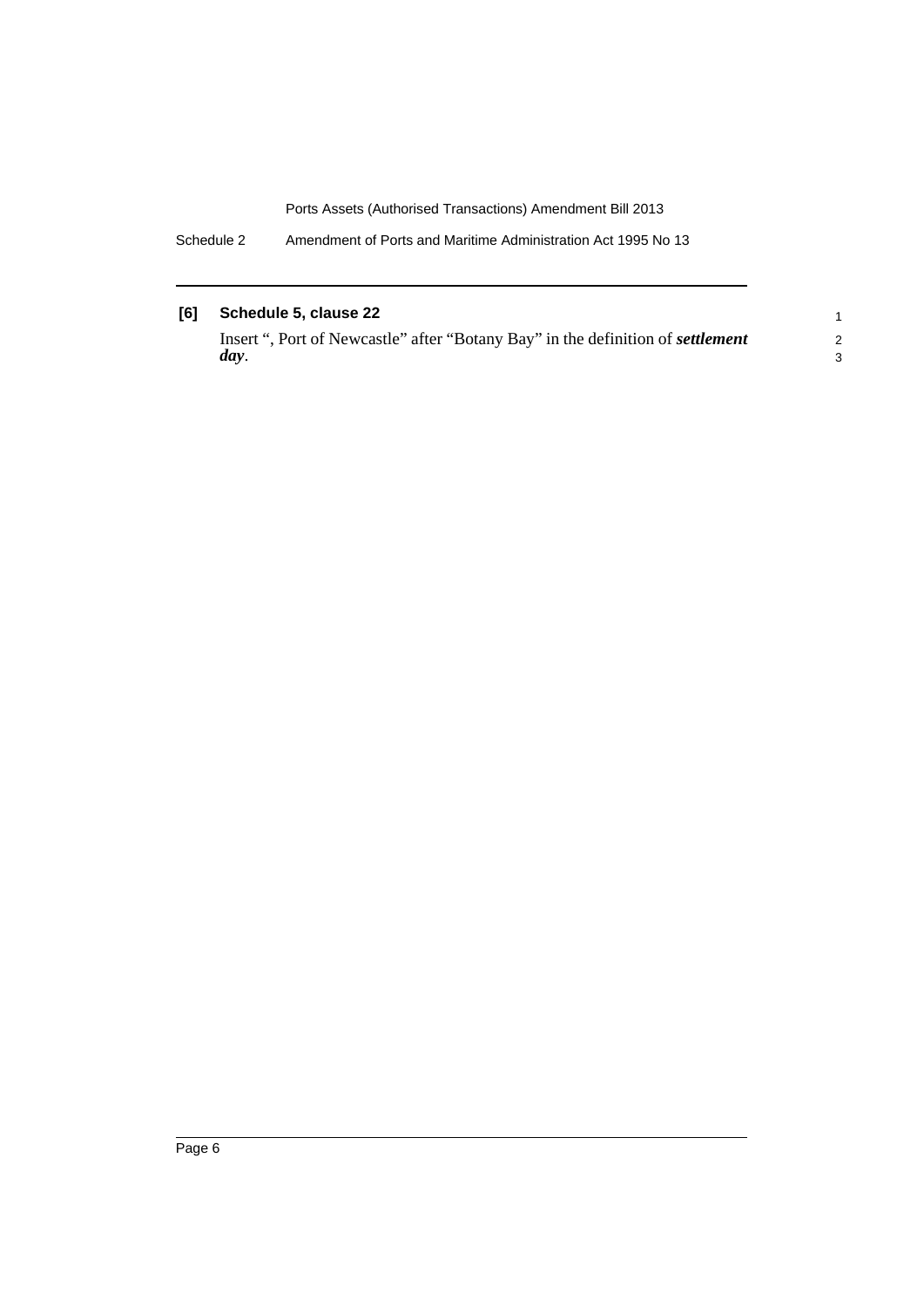**[6] Schedule 5, clause 22**

Insert ", Port of Newcastle" after "Botany Bay" in the definition of ***settlement day***.